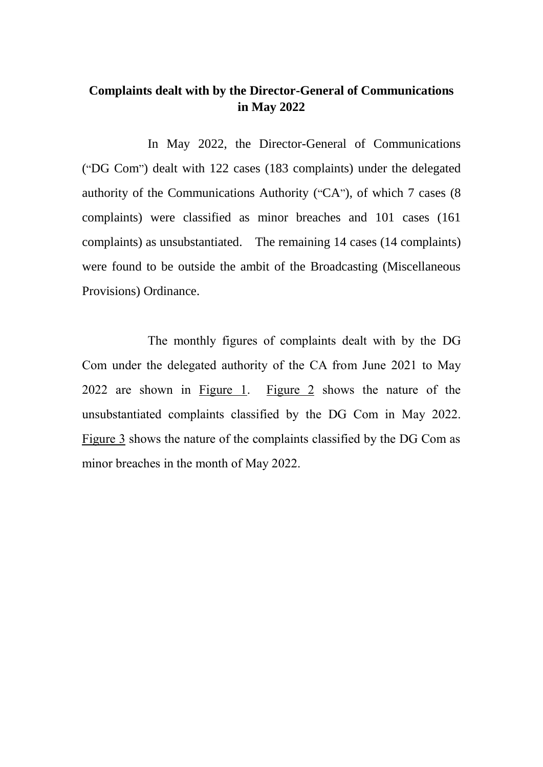# Complaints dealt with by the Director-General of Communications in May 2022

In May 2022, the Director-General of Communications ("DG Com") dealt with 122 cases (183 complaints) under the delegated authority of the Communications Authority ("CA"), of which 7 cases (8 complaints) were classified as minor breaches and 101 cases (161 complaints) as unsubstantiated. The remaining 14 cases (14 complaints) were found to be outside the ambit of the Broadcasting (Miscellaneous Provisions) Ordinance.

The monthly figures of complaints dealt with by the DG Com under the delegated authority of the CA from June 2021 to May 2022 are shown in Figure 1. Figure 2 shows the nature of the unsubstantiated complaints classified by the DG Com in May 2022. Figure 3 shows the nature of the complaints classified by the DG Com as minor breaches in the month of May 2022.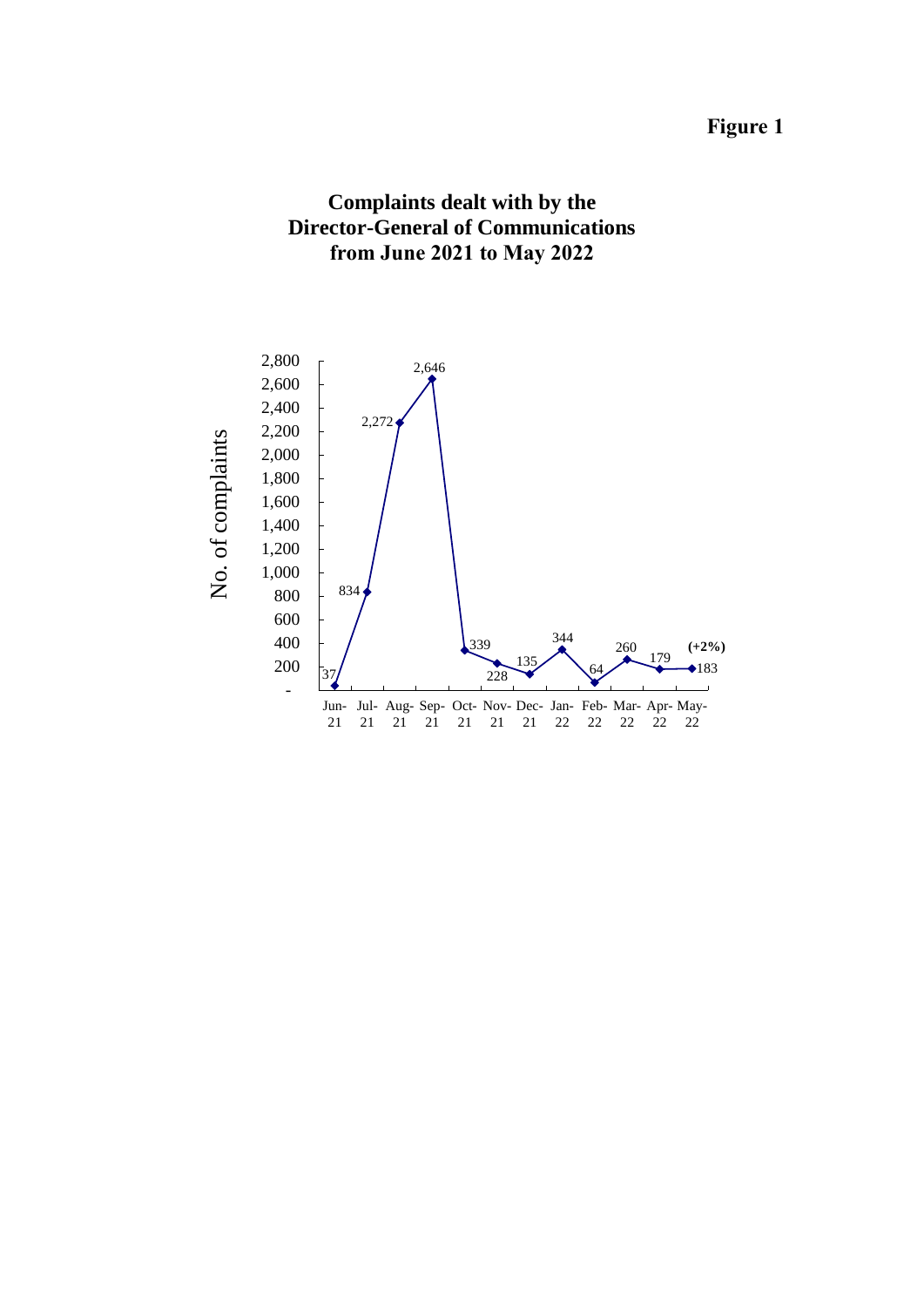**Figure 1**

## Complaints dealt with by the Director-General of Communications from June 2021 to May 2022

| Month | No. of complaints |
|---|---|
| Jun-21 | 37 |
| Jul-21 | 834 |
| Aug-21 | 2,272 |
| Sep-21 | 2,646 |
| Oct-21 | 339 |
| Nov-21 | 228 |
| Dec-21 | 135 |
| Jan-22 | 344 |
| Feb-22 | 64 |
| Mar-22 | 260 |
| Apr-22 | 179 |
| May-22 | 183 **(+2%)** |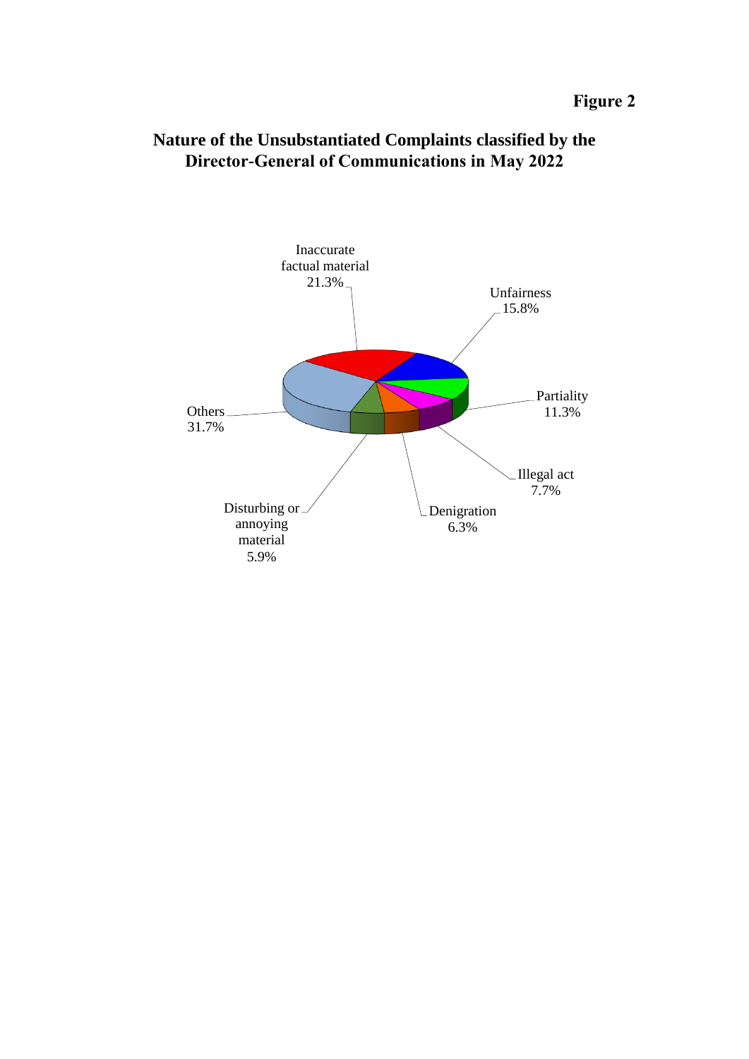**Figure 2**

## Nature of the Unsubstantiated Complaints classified by the Director-General of Communications in May 2022

| Nature | Percentage |
| --- | --- |
| Inaccurate factual material | 21.3% |
| Unfairness | 15.8% |
| Partiality | 11.3% |
| Illegal act | 7.7% |
| Denigration | 6.3% |
| Disturbing or annoying material | 5.9% |
| Others | 31.7% |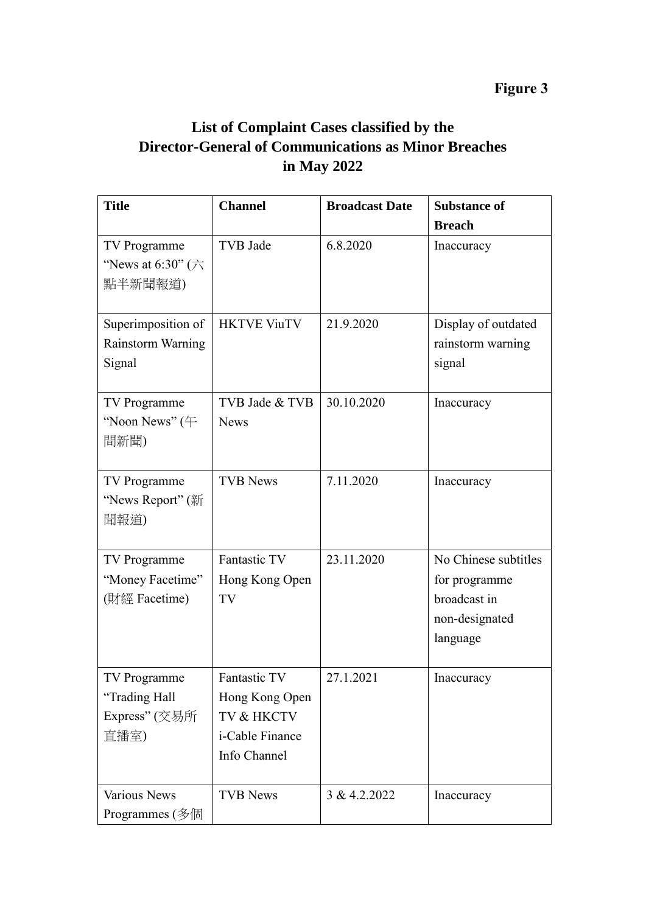**Figure 3**

## List of Complaint Cases classified by the Director-General of Communications as Minor Breaches in May 2022

| Title | Channel | Broadcast Date | Substance of Breach |
| --- | --- | --- | --- |
| TV Programme "News at 6:30" (六點半新聞報道) | TVB Jade | 6.8.2020 | Inaccuracy |
| Superimposition of Rainstorm Warning Signal | HKTVE ViuTV | 21.9.2020 | Display of outdated rainstorm warning signal |
| TV Programme "Noon News" (午間新聞) | TVB Jade & TVB News | 30.10.2020 | Inaccuracy |
| TV Programme "News Report" (新聞報道) | TVB News | 7.11.2020 | Inaccuracy |
| TV Programme "Money Facetime" (財經 Facetime) | Fantastic TV Hong Kong Open TV | 23.11.2020 | No Chinese subtitles for programme broadcast in non-designated language |
| TV Programme "Trading Hall Express" (交易所直播室) | Fantastic TV Hong Kong Open TV & HKCTV i-Cable Finance Info Channel | 27.1.2021 | Inaccuracy |
| Various News Programmes (多個 | TVB News | 3 & 4.2.2022 | Inaccuracy |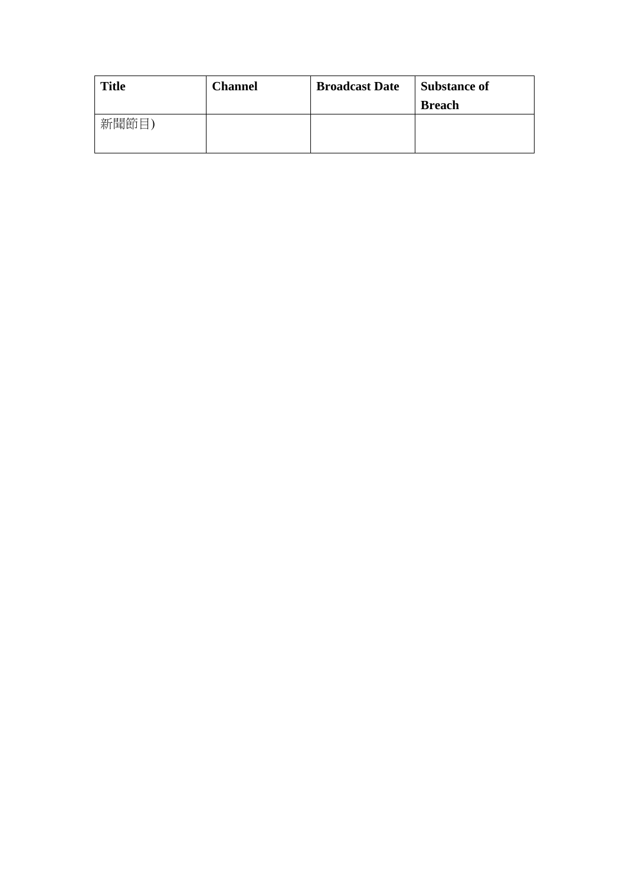| Title | Channel | Broadcast Date | Substance of Breach |
| --- | --- | --- | --- |
| 新聞節目) | | | |